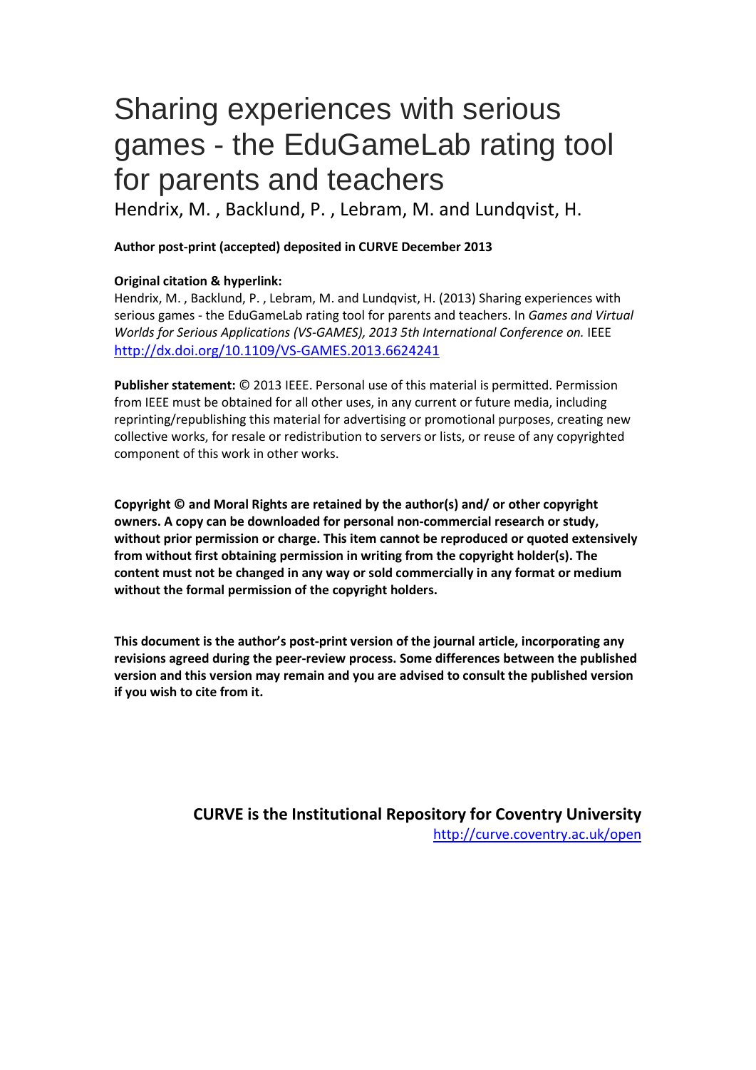# Sharing experiences with serious games - the EduGameLab rating tool for parents and teachers

Hendrix, M. , Backlund, P. , Lebram, M. and Lundqvist, H.

**Author post-print (accepted) deposited in CURVE December 2013**

**Original citation & hyperlink:**

Hendrix, M. , Backlund, P. , Lebram, M. and Lundqvist, H. (2013) Sharing experiences with serious games - the EduGameLab rating tool for parents and teachers. In *Games and Virtual Worlds for Serious Applications (VS-GAMES), 2013 5th International Conference on.* IEEE

http://dx.doi.org/10.1109/VS-GAMES.2013.6624241

**Publisher statement:** © 2013 IEEE. Personal use of this material is permitted. Permission from IEEE must be obtained for all other uses, in any current or future media, including reprinting/republishing this material for advertising or promotional purposes, creating new collective works, for resale or redistribution to servers or lists, or reuse of any copyrighted component of this work in other works.

**Copyright © and Moral Rights are retained by the author(s) and/ or other copyright owners. A copy can be downloaded for personal non-commercial research or study, without prior permission or charge. This item cannot be reproduced or quoted extensively from without first obtaining permission in writing from the copyright holder(s). The content must not be changed in any way or sold commercially in any format or medium without the formal permission of the copyright holders.**

**This document is the author's post-print version of the journal article, incorporating any revisions agreed during the peer-review process. Some differences between the published version and this version may remain and you are advised to consult the published version if you wish to cite from it.**

**CURVE is the Institutional Repository for Coventry University**

http://curve.coventry.ac.uk/open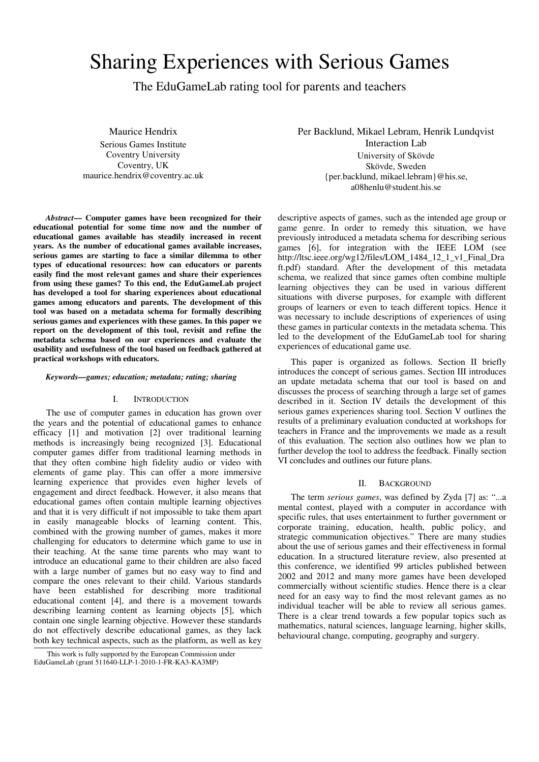# Sharing Experiences with Serious Games

The EduGameLab rating tool for parents and teachers

Maurice Hendrix
Serious Games Institute
Coventry University
Coventry, UK
maurice.hendrix@coventry.ac.uk

Per Backlund, Mikael Lebram, Henrik Lundqvist
Interaction Lab
University of Skövde
Skövde, Sweden
{per.backlund, mikael.lebram}@his.se,
a08henlu@student.his.se

***Abstract*— Computer games have been recognized for their educational potential for some time now and the number of educational games available has steadily increased in recent years. As the number of educational games available increases, serious games are starting to face a similar dilemma to other types of educational resources: how can educators or parents easily find the most relevant games and share their experiences from using these games? To this end, the EduGameLab project has developed a tool for sharing experiences about educational games among educators and parents. The development of this tool was based on a metadata schema for formally describing serious games and experiences with these games. In this paper we report on the development of this tool, revisit and refine the metadata schema based on our experiences and evaluate the usability and usefulness of the tool based on feedback gathered at practical workshops with educators.**

***Keywords—games; education; metadata; rating; sharing***

## I. Introduction

The use of computer games in education has grown over the years and the potential of educational games to enhance efficacy [1] and motivation [2] over traditional learning methods is increasingly being recognized [3]. Educational computer games differ from traditional learning methods in that they often combine high fidelity audio or video with elements of game play. This can offer a more immersive learning experience that provides even higher levels of engagement and direct feedback. However, it also means that educational games often contain multiple learning objectives and that it is very difficult if not impossible to take them apart in easily manageable blocks of learning content. This, combined with the growing number of games, makes it more challenging for educators to determine which game to use in their teaching. At the same time parents who may want to introduce an educational game to their children are also faced with a large number of games but no easy way to find and compare the ones relevant to their child. Various standards have been established for describing more traditional educational content [4], and there is a movement towards describing learning content as learning objects [5], which contain one single learning objective. However these standards do not effectively describe educational games, as they lack both key technical aspects, such as the platform, as well as key descriptive aspects of games, such as the intended age group or game genre. In order to remedy this situation, we have previously introduced a metadata schema for describing serious games [6], for integration with the IEEE LOM (see http://ltsc.ieee.org/wg12/files/LOM_1484_12_1_v1_Final_Draft.pdf) standard. After the development of this metadata schema, we realized that since games often combine multiple learning objectives they can be used in various different situations with diverse purposes, for example with different groups of learners or even to teach different topics. Hence it was necessary to include descriptions of experiences of using these games in particular contexts in the metadata schema. This led to the development of the EduGameLab tool for sharing experiences of educational game use.

This paper is organized as follows. Section II briefly introduces the concept of serious games. Section III introduces an update metadata schema that our tool is based on and discusses the process of searching through a large set of games described in it. Section IV details the development of this serious games experiences sharing tool. Section V outlines the results of a preliminary evaluation conducted at workshops for teachers in France and the improvements we made as a result of this evaluation. The section also outlines how we plan to further develop the tool to address the feedback. Finally section VI concludes and outlines our future plans.

## II. Background

The term *serious games*, was defined by Zyda [7] as: "...a mental contest, played with a computer in accordance with specific rules, that uses entertainment to further government or corporate training, education, health, public policy, and strategic communication objectives." There are many studies about the use of serious games and their effectiveness in formal education. In a structured literature review, also presented at this conference, we identified 99 articles published between 2002 and 2012 and many more games have been developed commercially without scientific studies. Hence there is a clear need for an easy way to find the most relevant games as no individual teacher will be able to review all serious games. There is a clear trend towards a few popular topics such as mathematics, natural sciences, language learning, higher skills, behavioural change, computing, geography and surgery.

This work is fully supported by the European Commission under EduGameLab (grant 511640-LLP-1-2010-1-FR-KA3-KA3MP)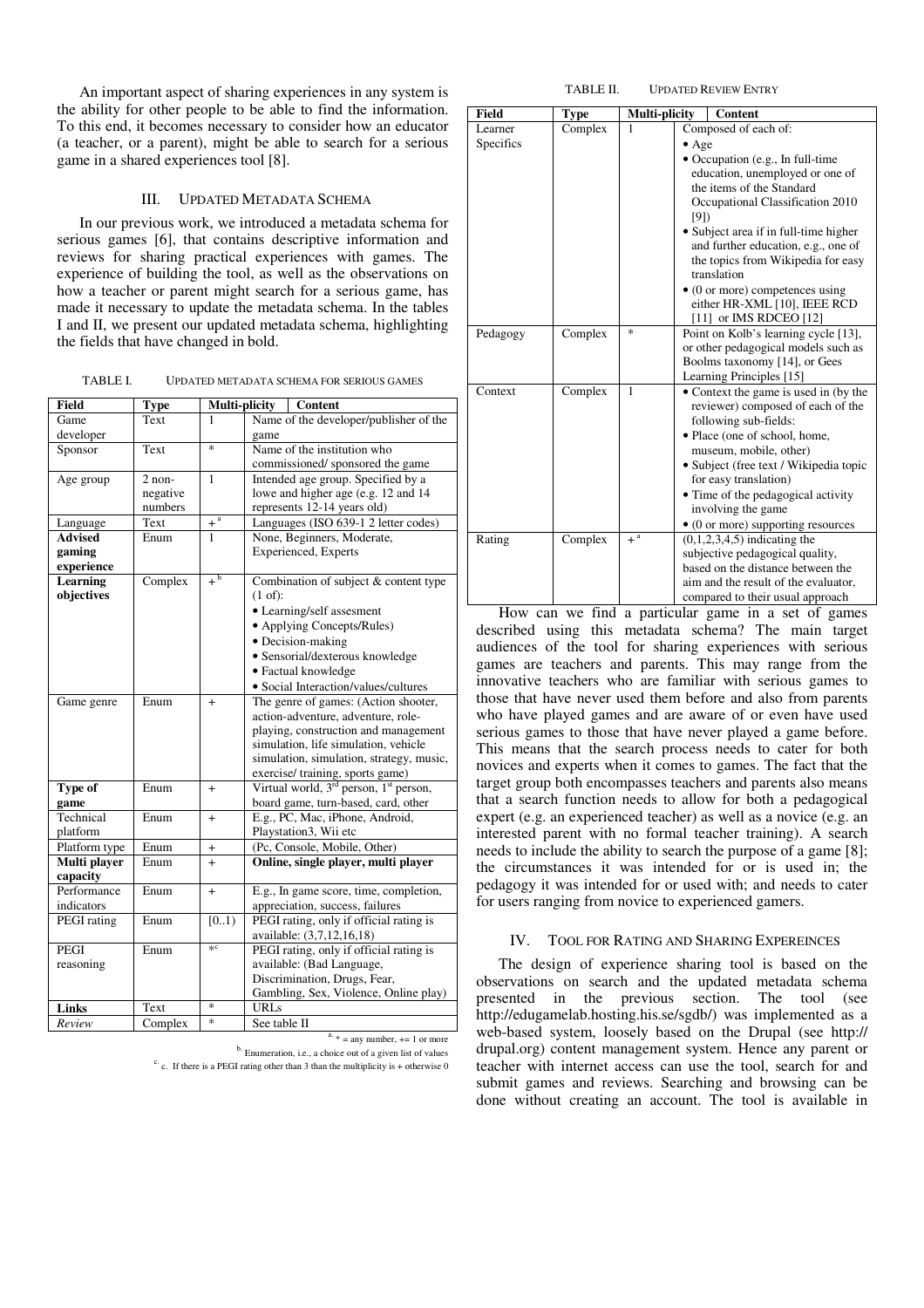An important aspect of sharing experiences in any system is the ability for other people to be able to find the information. To this end, it becomes necessary to consider how an educator (a teacher, or a parent), might be able to search for a serious game in a shared experiences tool [8].

## III. UPDATED METADATA SCHEMA

In our previous work, we introduced a metadata schema for serious games [6], that contains descriptive information and reviews for sharing practical experiences with games. The experience of building the tool, as well as the observations on how a teacher or parent might search for a serious game, has made it necessary to update the metadata schema. In the tables I and II, we present our updated metadata schema, highlighting the fields that have changed in bold.

TABLE I. UPDATED METADATA SCHEMA FOR SERIOUS GAMES

| Field | Type | Multi-plicity | Content |
|---|---|---|---|
| Game developer | Text | 1 | Name of the developer/publisher of the game |
| Sponsor | Text | * | Name of the institution who commissioned/ sponsored the game |
| Age group | 2 non-negative numbers | 1 | Intended age group. Specified by a lowe and higher age (e.g. 12 and 14 represents 12-14 years old) |
| Language | Text | +[a] | Languages (ISO 639-1 2 letter codes) |
| **Advised gaming experience** | Enum | 1 | None, Beginners, Moderate, Experienced, Experts |
| **Learning objectives** | Complex | +[b] | Combination of subject & content type (1 of): • Learning/self assesment • Applying Concepts/Rules) • Decision-making • Sensorial/dexterous knowledge • Factual knowledge • Social Interaction/values/cultures |
| Game genre | Enum | + | The genre of games: (Action shooter, action-adventure, adventure, role-playing, construction and management simulation, life simulation, vehicle simulation, simulation, strategy, music, exercise/ training, sports game) |
| **Type of game** | Enum | + | Virtual world, 3rd person, 1st person, board game, turn-based, card, other |
| Technical platform | Enum | + | E.g., PC, Mac, iPhone, Android, Playstation3, Wii etc |
| Platform type | Enum | + | (Pc, Console, Mobile, Other) |
| **Multi player capacity** | Enum | + | **Online, single player, multi player** |
| Performance indicators | Enum | + | E.g., In game score, time, completion, appreciation, success, failures |
| PEGI rating | Enum | [0..1) | PEGI rating, only if official rating is available: (3,7,12,16,18) |
| PEGI reasoning | Enum | *[c] | PEGI rating, only if official rating is available: (Bad Language, Discrimination, Drugs, Fear, Gambling, Sex, Violence, Online play) |
| **Links** | Text | * | URLs |
| *Review* | Complex | * | See table II |

a. * = any number, += 1 or more

b. Enumeration, i.e., a choice out of a given list of values

c. If there is a PEGI rating other than 3 than the multiplicity is + otherwise 0

TABLE II. UPDATED REVIEW ENTRY

| Field | Type | Multi-plicity | Content |
|---|---|---|---|
| Learner Specifics | Complex | 1 | Composed of each of: • Age • Occupation (e.g., In full-time education, unemployed or one of the items of the Standard Occupational Classification 2010 [9]) • Subject area if in full-time higher and further education, e.g., one of the topics from Wikipedia for easy translation • (0 or more) competences using either HR-XML [10], IEEE RCD [11] or IMS RDCEO [12] |
| Pedagogy | Complex | * | Point on Kolb's learning cycle [13], or other pedagogical models such as Boolms taxonomy [14], or Gees Learning Principles [15] |
| Context | Complex | 1 | • Context the game is used in (by the reviewer) composed of each of the following sub-fields: • Place (one of school, home, museum, mobile, other) • Subject (free text / Wikipedia topic for easy translation) • Time of the pedagogical activity involving the game • (0 or more) supporting resources |
| Rating | Complex | +[a] | (0,1,2,3,4,5) indicating the subjective pedagogical quality, based on the distance between the aim and the result of the evaluator, compared to their usual approach |

How can we find a particular game in a set of games described using this metadata schema? The main target audiences of the tool for sharing experiences with serious games are teachers and parents. This may range from the innovative teachers who are familiar with serious games to those that have never used them before and also from parents who have played games and are aware of or even have used serious games to those that have never played a game before. This means that the search process needs to cater for both novices and experts when it comes to games. The fact that the target group both encompasses teachers and parents also means that a search function needs to allow for both a pedagogical expert (e.g. an experienced teacher) as well as a novice (e.g. an interested parent with no formal teacher training). A search needs to include the ability to search the purpose of a game [8]; the circumstances it was intended for or is used in; the pedagogy it was intended for or used with; and needs to cater for users ranging from novice to experienced gamers.

## IV. TOOL FOR RATING AND SHARING EXPEREINCES

The design of experience sharing tool is based on the observations on search and the updated metadata schema presented in the previous section. The tool (see http://edugamelab.hosting.his.se/sgdb/) was implemented as a web-based system, loosely based on the Drupal (see http://drupal.org) content management system. Hence any parent or teacher with internet access can use the tool, search for and submit games and reviews. Searching and browsing can be done without creating an account. The tool is available in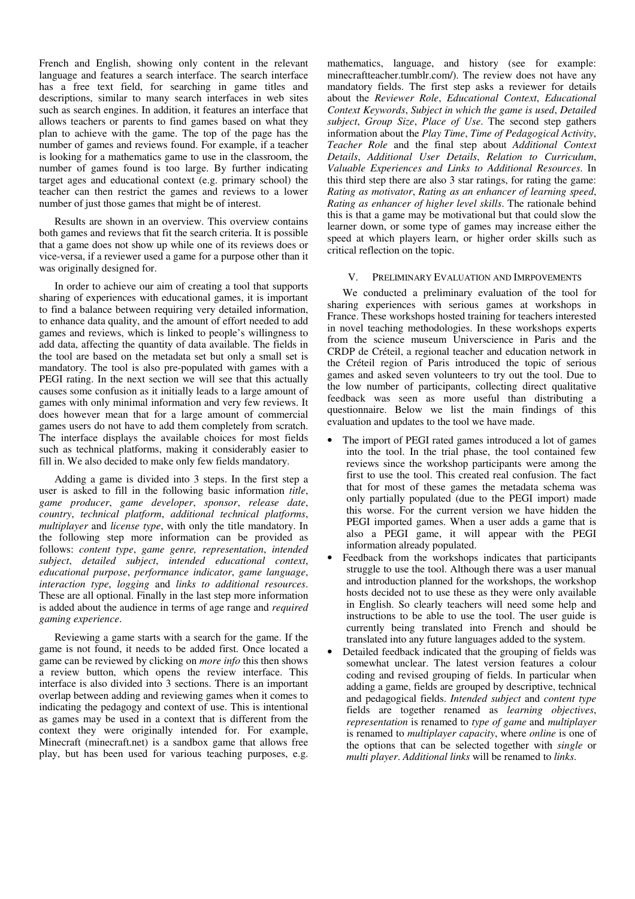French and English, showing only content in the relevant language and features a search interface. The search interface has a free text field, for searching in game titles and descriptions, similar to many search interfaces in web sites such as search engines. In addition, it features an interface that allows teachers or parents to find games based on what they plan to achieve with the game. The top of the page has the number of games and reviews found. For example, if a teacher is looking for a mathematics game to use in the classroom, the number of games found is too large. By further indicating target ages and educational context (e.g. primary school) the teacher can then restrict the games and reviews to a lower number of just those games that might be of interest.

Results are shown in an overview. This overview contains both games and reviews that fit the search criteria. It is possible that a game does not show up while one of its reviews does or vice-versa, if a reviewer used a game for a purpose other than it was originally designed for.

In order to achieve our aim of creating a tool that supports sharing of experiences with educational games, it is important to find a balance between requiring very detailed information, to enhance data quality, and the amount of effort needed to add games and reviews, which is linked to people's willingness to add data, affecting the quantity of data available. The fields in the tool are based on the metadata set but only a small set is mandatory. The tool is also pre-populated with games with a PEGI rating. In the next section we will see that this actually causes some confusion as it initially leads to a large amount of games with only minimal information and very few reviews. It does however mean that for a large amount of commercial games users do not have to add them completely from scratch. The interface displays the available choices for most fields such as technical platforms, making it considerably easier to fill in. We also decided to make only few fields mandatory.

Adding a game is divided into 3 steps. In the first step a user is asked to fill in the following basic information *title*, *game producer*, *game developer*, *sponsor*, *release date*, *country*, *technical platform*, *additional technical platforms*, *multiplayer* and *license type*, with only the title mandatory. In the following step more information can be provided as follows: *content type*, *game genre, representation*, *intended subject*, *detailed subject*, *intended educational context*, *educational purpose*, *performance indicator*, *game language*, *interaction type*, *logging* and *links to additional resources*. These are all optional. Finally in the last step more information is added about the audience in terms of age range and *required gaming experience*.

Reviewing a game starts with a search for the game. If the game is not found, it needs to be added first. Once located a game can be reviewed by clicking on *more info* this then shows a review button, which opens the review interface. This interface is also divided into 3 sections. There is an important overlap between adding and reviewing games when it comes to indicating the pedagogy and context of use. This is intentional as games may be used in a context that is different from the context they were originally intended for. For example, Minecraft (minecraft.net) is a sandbox game that allows free play, but has been used for various teaching purposes, e.g. mathematics, language, and history (see for example: minecraftteacher.tumblr.com/). The review does not have any mandatory fields. The first step asks a reviewer for details about the *Reviewer Role*, *Educational Context*, *Educational Context Keywords*, *Subject in which the game is used*, *Detailed subject*, *Group Size*, *Place of Use*. The second step gathers information about the *Play Time*, *Time of Pedagogical Activity*, *Teacher Role* and the final step about *Additional Context Details*, *Additional User Details*, *Relation to Curriculum*, *Valuable Experiences and Links to Additional Resources*. In this third step there are also 3 star ratings, for rating the game: *Rating as motivator*, *Rating as an enhancer of learning speed*, *Rating as enhancer of higher level skills*. The rationale behind this is that a game may be motivational but that could slow the learner down, or some type of games may increase either the speed at which players learn, or higher order skills such as critical reflection on the topic.

## V. Preliminary Evaluation and Imrpovements

We conducted a preliminary evaluation of the tool for sharing experiences with serious games at workshops in France. These workshops hosted training for teachers interested in novel teaching methodologies. In these workshops experts from the science museum Universcience in Paris and the CRDP de Créteil, a regional teacher and education network in the Créteil region of Paris introduced the topic of serious games and asked seven volunteers to try out the tool. Due to the low number of participants, collecting direct qualitative feedback was seen as more useful than distributing a questionnaire. Below we list the main findings of this evaluation and updates to the tool we have made.

- The import of PEGI rated games introduced a lot of games into the tool. In the trial phase, the tool contained few reviews since the workshop participants were among the first to use the tool. This created real confusion. The fact that for most of these games the metadata schema was only partially populated (due to the PEGI import) made this worse. For the current version we have hidden the PEGI imported games. When a user adds a game that is also a PEGI game, it will appear with the PEGI information already populated.
- Feedback from the workshops indicates that participants struggle to use the tool. Although there was a user manual and introduction planned for the workshops, the workshop hosts decided not to use these as they were only available in English. So clearly teachers will need some help and instructions to be able to use the tool. The user guide is currently being translated into French and should be translated into any future languages added to the system.
- Detailed feedback indicated that the grouping of fields was somewhat unclear. The latest version features a colour coding and revised grouping of fields. In particular when adding a game, fields are grouped by descriptive, technical and pedagogical fields. *Intended subject* and *content type* fields are together renamed as *learning objectives*, *representation* is renamed to *type of game* and *multiplayer* is renamed to *multiplayer capacity*, where *online* is one of the options that can be selected together with *single* or *multi player*. *Additional links* will be renamed to *links*.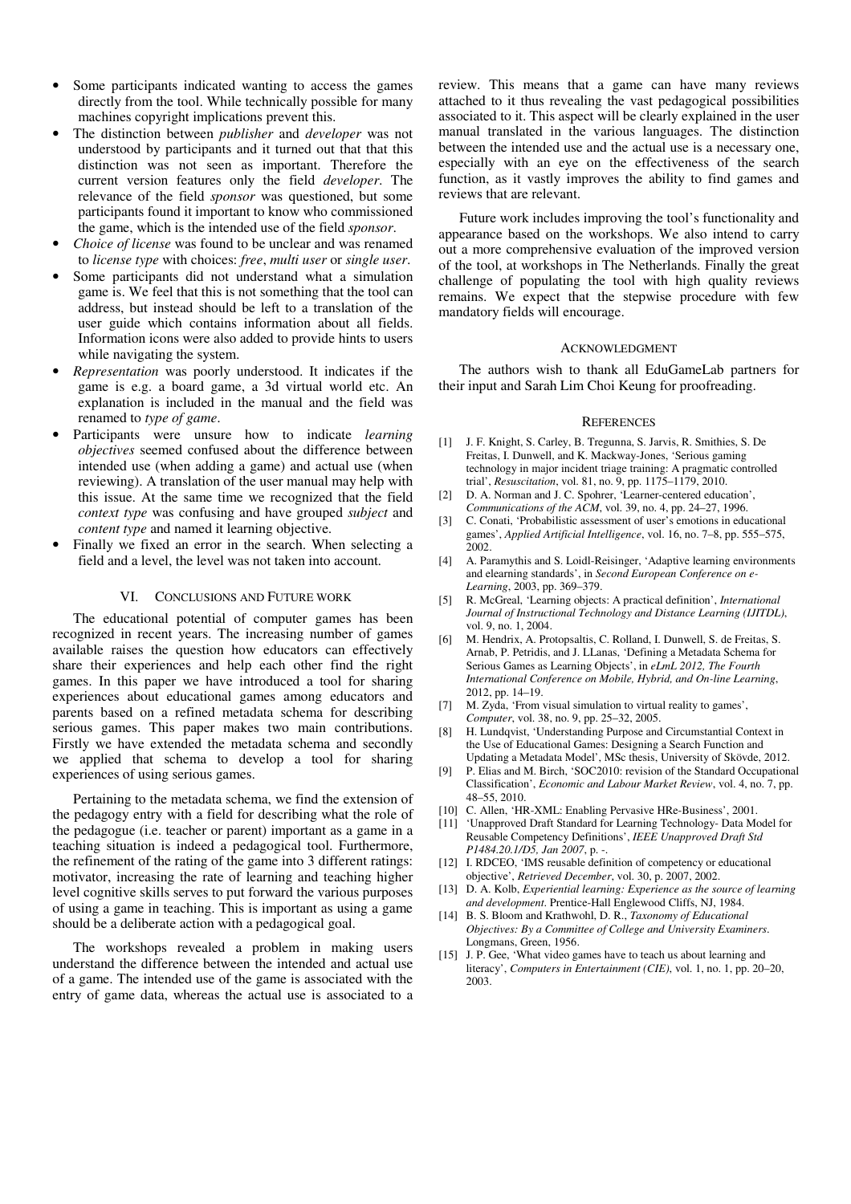- Some participants indicated wanting to access the games directly from the tool. While technically possible for many machines copyright implications prevent this.
- The distinction between *publisher* and *developer* was not understood by participants and it turned out that that this distinction was not seen as important. Therefore the current version features only the field *developer*. The relevance of the field *sponsor* was questioned, but some participants found it important to know who commissioned the game, which is the intended use of the field *sponsor*.
- *Choice of license* was found to be unclear and was renamed to *license type* with choices: *free*, *multi user* or *single user*.
- Some participants did not understand what a simulation game is. We feel that this is not something that the tool can address, but instead should be left to a translation of the user guide which contains information about all fields. Information icons were also added to provide hints to users while navigating the system.
- *Representation* was poorly understood. It indicates if the game is e.g. a board game, a 3d virtual world etc. An explanation is included in the manual and the field was renamed to *type of game*.
- Participants were unsure how to indicate *learning objectives* seemed confused about the difference between intended use (when adding a game) and actual use (when reviewing). A translation of the user manual may help with this issue. At the same time we recognized that the field *context type* was confusing and have grouped *subject* and *content type* and named it learning objective.
- Finally we fixed an error in the search. When selecting a field and a level, the level was not taken into account.

## VI. Conclusions and Future Work

The educational potential of computer games has been recognized in recent years. The increasing number of games available raises the question how educators can effectively share their experiences and help each other find the right games. In this paper we have introduced a tool for sharing experiences about educational games among educators and parents based on a refined metadata schema for describing serious games. This paper makes two main contributions. Firstly we have extended the metadata schema and secondly we applied that schema to develop a tool for sharing experiences of using serious games.

Pertaining to the metadata schema, we find the extension of the pedagogy entry with a field for describing what the role of the pedagogue (i.e. teacher or parent) important as a game in a teaching situation is indeed a pedagogical tool. Furthermore, the refinement of the rating of the game into 3 different ratings: motivator, increasing the rate of learning and teaching higher level cognitive skills serves to put forward the various purposes of using a game in teaching. This is important as using a game should be a deliberate action with a pedagogical goal.

The workshops revealed a problem in making users understand the difference between the intended and actual use of a game. The intended use of the game is associated with the entry of game data, whereas the actual use is associated to a review. This means that a game can have many reviews attached to it thus revealing the vast pedagogical possibilities associated to it. This aspect will be clearly explained in the user manual translated in the various languages. The distinction between the intended use and the actual use is a necessary one, especially with an eye on the effectiveness of the search function, as it vastly improves the ability to find games and reviews that are relevant.

Future work includes improving the tool's functionality and appearance based on the workshops. We also intend to carry out a more comprehensive evaluation of the improved version of the tool, at workshops in The Netherlands. Finally the great challenge of populating the tool with high quality reviews remains. We expect that the stepwise procedure with few mandatory fields will encourage.

## Acknowledgment

The authors wish to thank all EduGameLab partners for their input and Sarah Lim Choi Keung for proofreading.

## References

[1] J. F. Knight, S. Carley, B. Tregunna, S. Jarvis, R. Smithies, S. De Freitas, I. Dunwell, and K. Mackway-Jones, 'Serious gaming technology in major incident triage training: A pragmatic controlled trial', *Resuscitation*, vol. 81, no. 9, pp. 1175–1179, 2010.

[2] D. A. Norman and J. C. Spohrer, 'Learner-centered education', *Communications of the ACM*, vol. 39, no. 4, pp. 24–27, 1996.

[3] C. Conati, 'Probabilistic assessment of user's emotions in educational games', *Applied Artificial Intelligence*, vol. 16, no. 7–8, pp. 555–575, 2002.

[4] A. Paramythis and S. Loidl-Reisinger, 'Adaptive learning environments and elearning standards', in *Second European Conference on e-Learning*, 2003, pp. 369–379.

[5] R. McGreal, 'Learning objects: A practical definition', *International Journal of Instructional Technology and Distance Learning (IJITDL)*, vol. 9, no. 1, 2004.

[6] M. Hendrix, A. Protopsaltis, C. Rolland, I. Dunwell, S. de Freitas, S. Arnab, P. Petridis, and J. LLanas, 'Defining a Metadata Schema for Serious Games as Learning Objects', in *eLmL 2012, The Fourth International Conference on Mobile, Hybrid, and On-line Learning*, 2012, pp. 14–19.

[7] M. Zyda, 'From visual simulation to virtual reality to games', *Computer*, vol. 38, no. 9, pp. 25–32, 2005.

[8] H. Lundqvist, 'Understanding Purpose and Circumstantial Context in the Use of Educational Games: Designing a Search Function and Updating a Metadata Model', MSc thesis, University of Skövde, 2012.

[9] P. Elias and M. Birch, 'SOC2010: revision of the Standard Occupational Classification', *Economic and Labour Market Review*, vol. 4, no. 7, pp. 48–55, 2010.

[10] C. Allen, 'HR-XML: Enabling Pervasive HRe-Business', 2001.

[11] 'Unapproved Draft Standard for Learning Technology- Data Model for Reusable Competency Definitions', *IEEE Unapproved Draft Std P1484.20.1/D5, Jan 2007*, p. -.

[12] I. RDCEO, 'IMS reusable definition of competency or educational objective', *Retrieved December*, vol. 30, p. 2007, 2002.

[13] D. A. Kolb, *Experiential learning: Experience as the source of learning and development*. Prentice-Hall Englewood Cliffs, NJ, 1984.

[14] B. S. Bloom and Krathwohl, D. R., *Taxonomy of Educational Objectives: By a Committee of College and University Examiners*. Longmans, Green, 1956.

[15] J. P. Gee, 'What video games have to teach us about learning and literacy', *Computers in Entertainment (CIE)*, vol. 1, no. 1, pp. 20–20, 2003.